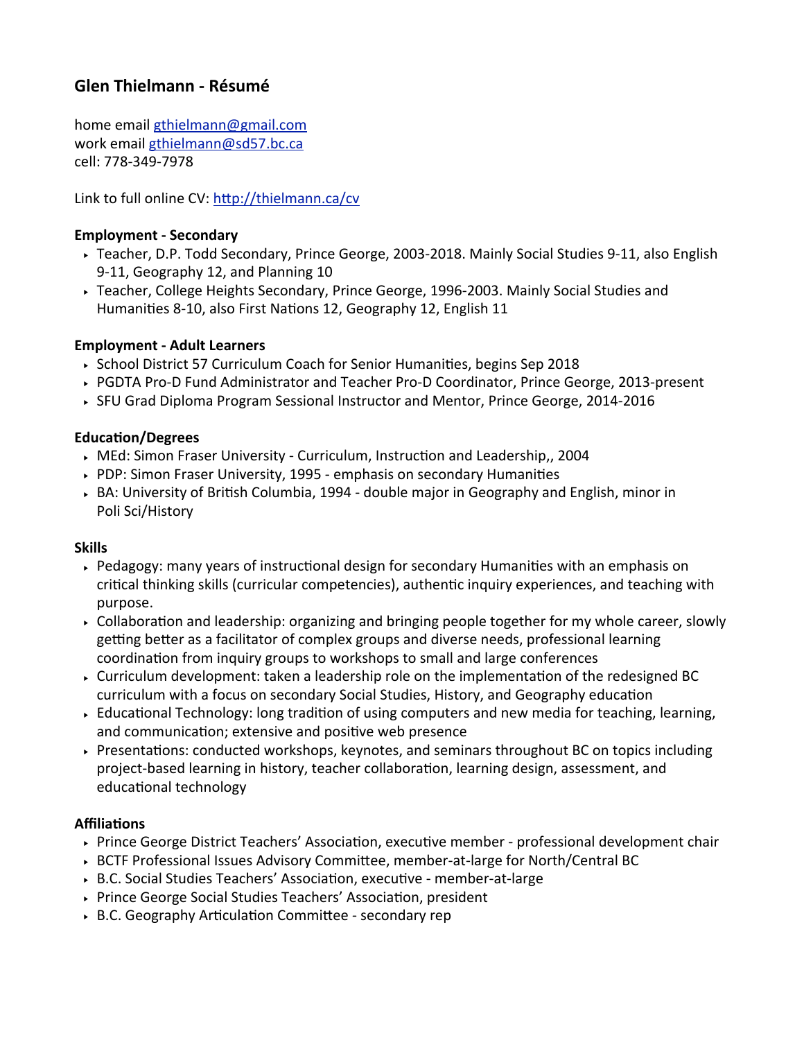## Glen Thielmann - Résumé

home email gthielmann@gmail.com
work email gthielmann@sd57.bc.ca
cell: 778-349-7978

Link to full online CV: http://thielmann.ca/cv

**Employment - Secondary**

- Teacher, D.P. Todd Secondary, Prince George, 2003-2018. Mainly Social Studies 9-11, also English 9-11, Geography 12, and Planning 10
- Teacher, College Heights Secondary, Prince George, 1996-2003. Mainly Social Studies and Humanities 8-10, also First Nations 12, Geography 12, English 11

**Employment - Adult Learners**

- School District 57 Curriculum Coach for Senior Humanities, begins Sep 2018
- PGDTA Pro-D Fund Administrator and Teacher Pro-D Coordinator, Prince George, 2013-present
- SFU Grad Diploma Program Sessional Instructor and Mentor, Prince George, 2014-2016

**Education/Degrees**

- MEd: Simon Fraser University - Curriculum, Instruction and Leadership,, 2004
- PDP: Simon Fraser University, 1995 - emphasis on secondary Humanities
- BA: University of British Columbia, 1994 - double major in Geography and English, minor in Poli Sci/History

**Skills**

- Pedagogy: many years of instructional design for secondary Humanities with an emphasis on critical thinking skills (curricular competencies), authentic inquiry experiences, and teaching with purpose.
- Collaboration and leadership: organizing and bringing people together for my whole career, slowly getting better as a facilitator of complex groups and diverse needs, professional learning coordination from inquiry groups to workshops to small and large conferences
- Curriculum development: taken a leadership role on the implementation of the redesigned BC curriculum with a focus on secondary Social Studies, History, and Geography education
- Educational Technology: long tradition of using computers and new media for teaching, learning, and communication; extensive and positive web presence
- Presentations: conducted workshops, keynotes, and seminars throughout BC on topics including project-based learning in history, teacher collaboration, learning design, assessment, and educational technology

**Affiliations**

- Prince George District Teachers' Association, executive member - professional development chair
- BCTF Professional Issues Advisory Committee, member-at-large for North/Central BC
- B.C. Social Studies Teachers' Association, executive - member-at-large
- Prince George Social Studies Teachers' Association, president
- B.C. Geography Articulation Committee - secondary rep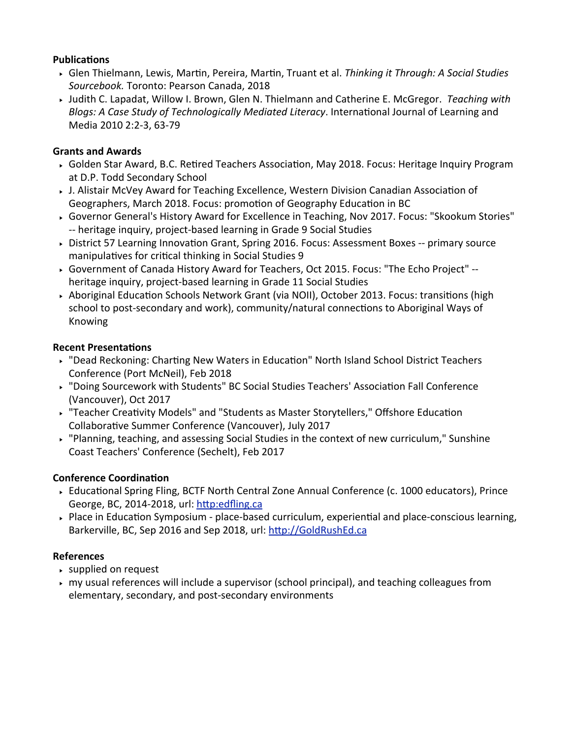**Publications**

- Glen Thielmann, Lewis, Martin, Pereira, Martin, Truant et al. *Thinking it Through: A Social Studies Sourcebook.* Toronto: Pearson Canada, 2018
- Judith C. Lapadat, Willow I. Brown, Glen N. Thielmann and Catherine E. McGregor. *Teaching with Blogs: A Case Study of Technologically Mediated Literacy*. International Journal of Learning and Media 2010 2:2-3, 63-79

**Grants and Awards**

- Golden Star Award, B.C. Retired Teachers Association, May 2018. Focus: Heritage Inquiry Program at D.P. Todd Secondary School
- J. Alistair McVey Award for Teaching Excellence, Western Division Canadian Association of Geographers, March 2018. Focus: promotion of Geography Education in BC
- Governor General's History Award for Excellence in Teaching, Nov 2017. Focus: "Skookum Stories" -- heritage inquiry, project-based learning in Grade 9 Social Studies
- District 57 Learning Innovation Grant, Spring 2016. Focus: Assessment Boxes -- primary source manipulatives for critical thinking in Social Studies 9
- Government of Canada History Award for Teachers, Oct 2015. Focus: "The Echo Project" -- heritage inquiry, project-based learning in Grade 11 Social Studies
- Aboriginal Education Schools Network Grant (via NOII), October 2013. Focus: transitions (high school to post-secondary and work), community/natural connections to Aboriginal Ways of Knowing

**Recent Presentations**

- "Dead Reckoning: Charting New Waters in Education" North Island School District Teachers Conference (Port McNeil), Feb 2018
- "Doing Sourcework with Students" BC Social Studies Teachers' Association Fall Conference (Vancouver), Oct 2017
- "Teacher Creativity Models" and "Students as Master Storytellers," Offshore Education Collaborative Summer Conference (Vancouver), July 2017
- "Planning, teaching, and assessing Social Studies in the context of new curriculum," Sunshine Coast Teachers' Conference (Sechelt), Feb 2017

**Conference Coordination**

- Educational Spring Fling, BCTF North Central Zone Annual Conference (c. 1000 educators), Prince George, BC, 2014-2018, url: http:edfling.ca
- Place in Education Symposium - place-based curriculum, experiential and place-conscious learning, Barkerville, BC, Sep 2016 and Sep 2018, url: http://GoldRushEd.ca

**References**

- supplied on request
- my usual references will include a supervisor (school principal), and teaching colleagues from elementary, secondary, and post-secondary environments